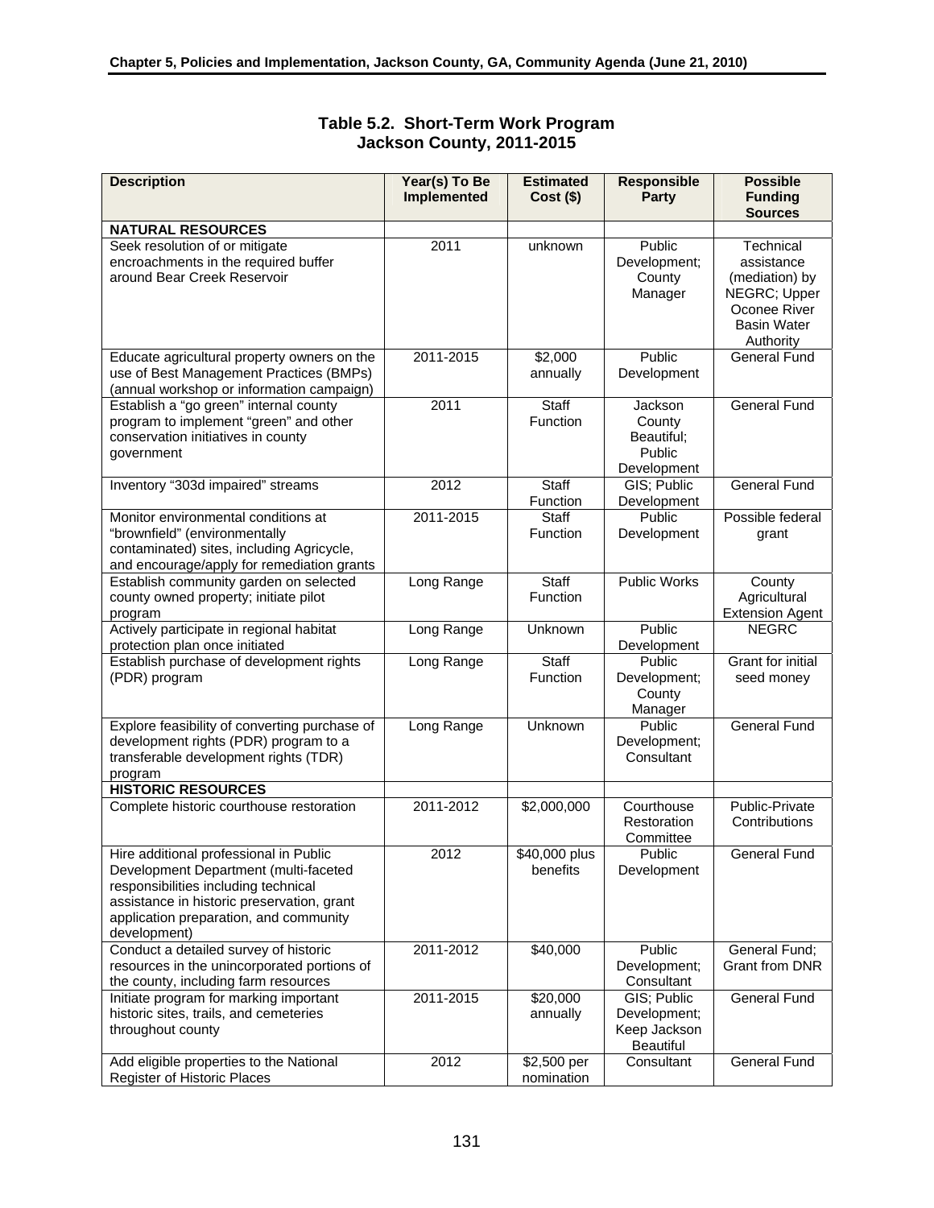## Table 5.2. Short-Term Work Program Jackson County, 2011-2015

| Description | Year(s) To Be Implemented | Estimated Cost ($) | Responsible Party | Possible Funding Sources |
|---|---|---|---|---|
| **NATURAL RESOURCES** | | | | |
| Seek resolution of or mitigate encroachments in the required buffer around Bear Creek Reservoir | 2011 | unknown | Public Development; County Manager | Technical assistance (mediation) by NEGRC; Upper Oconee River Basin Water Authority |
| Educate agricultural property owners on the use of Best Management Practices (BMPs) (annual workshop or information campaign) | 2011-2015 | $2,000 annually | Public Development | General Fund |
| Establish a "go green" internal county program to implement "green" and other conservation initiatives in county government | 2011 | Staff Function | Jackson County Beautiful; Public Development | General Fund |
| Inventory "303d impaired" streams | 2012 | Staff Function | GIS; Public Development | General Fund |
| Monitor environmental conditions at "brownfield" (environmentally contaminated) sites, including Agricycle, and encourage/apply for remediation grants | 2011-2015 | Staff Function | Public Development | Possible federal grant |
| Establish community garden on selected county owned property; initiate pilot program | Long Range | Staff Function | Public Works | County Agricultural Extension Agent |
| Actively participate in regional habitat protection plan once initiated | Long Range | Unknown | Public Development | NEGRC |
| Establish purchase of development rights (PDR) program | Long Range | Staff Function | Public Development; County Manager | Grant for initial seed money |
| Explore feasibility of converting purchase of development rights (PDR) program to a transferable development rights (TDR) program | Long Range | Unknown | Public Development; Consultant | General Fund |
| **HISTORIC RESOURCES** | | | | |
| Complete historic courthouse restoration | 2011-2012 | $2,000,000 | Courthouse Restoration Committee | Public-Private Contributions |
| Hire additional professional in Public Development Department (multi-faceted responsibilities including technical assistance in historic preservation, grant application preparation, and community development) | 2012 | $40,000 plus benefits | Public Development | General Fund |
| Conduct a detailed survey of historic resources in the unincorporated portions of the county, including farm resources | 2011-2012 | $40,000 | Public Development; Consultant | General Fund; Grant from DNR |
| Initiate program for marking important historic sites, trails, and cemeteries throughout county | 2011-2015 | $20,000 annually | GIS; Public Development; Keep Jackson Beautiful | General Fund |
| Add eligible properties to the National Register of Historic Places | 2012 | $2,500 per nomination | Consultant | General Fund |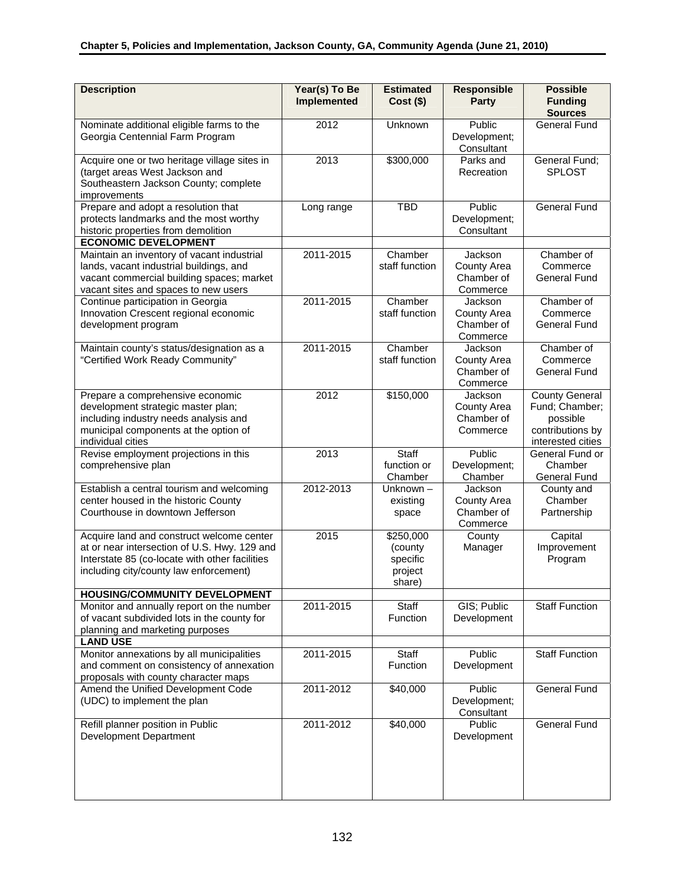| Description | Year(s) To Be Implemented | Estimated Cost ($) | Responsible Party | Possible Funding Sources |
|---|---|---|---|---|
| Nominate additional eligible farms to the Georgia Centennial Farm Program | 2012 | Unknown | Public Development; Consultant | General Fund |
| Acquire one or two heritage village sites in (target areas West Jackson and Southeastern Jackson County; complete improvements | 2013 | $300,000 | Parks and Recreation | General Fund; SPLOST |
| Prepare and adopt a resolution that protects landmarks and the most worthy historic properties from demolition | Long range | TBD | Public Development; Consultant | General Fund |
| **ECONOMIC DEVELOPMENT** | | | | |
| Maintain an inventory of vacant industrial lands, vacant industrial buildings, and vacant commercial building spaces; market vacant sites and spaces to new users | 2011-2015 | Chamber staff function | Jackson County Area Chamber of Commerce | Chamber of Commerce General Fund |
| Continue participation in Georgia Innovation Crescent regional economic development program | 2011-2015 | Chamber staff function | Jackson County Area Chamber of Commerce | Chamber of Commerce General Fund |
| Maintain county's status/designation as a "Certified Work Ready Community" | 2011-2015 | Chamber staff function | Jackson County Area Chamber of Commerce | Chamber of Commerce General Fund |
| Prepare a comprehensive economic development strategic master plan; including industry needs analysis and municipal components at the option of individual cities | 2012 | $150,000 | Jackson County Area Chamber of Commerce | County General Fund; Chamber; possible contributions by interested cities |
| Revise employment projections in this comprehensive plan | 2013 | Staff function or Chamber | Public Development; Chamber | General Fund or Chamber General Fund |
| Establish a central tourism and welcoming center housed in the historic County Courthouse in downtown Jefferson | 2012-2013 | Unknown – existing space | Jackson County Area Chamber of Commerce | County and Chamber Partnership |
| Acquire land and construct welcome center at or near intersection of U.S. Hwy. 129 and Interstate 85 (co-locate with other facilities including city/county law enforcement) | 2015 | $250,000 (county specific project share) | County Manager | Capital Improvement Program |
| **HOUSING/COMMUNITY DEVELOPMENT** | | | | |
| Monitor and annually report on the number of vacant subdivided lots in the county for planning and marketing purposes | 2011-2015 | Staff Function | GIS; Public Development | Staff Function |
| **LAND USE** | | | | |
| Monitor annexations by all municipalities and comment on consistency of annexation proposals with county character maps | 2011-2015 | Staff Function | Public Development | Staff Function |
| Amend the Unified Development Code (UDC) to implement the plan | 2011-2012 | $40,000 | Public Development; Consultant | General Fund |
| Refill planner position in Public Development Department | 2011-2012 | $40,000 | Public Development | General Fund |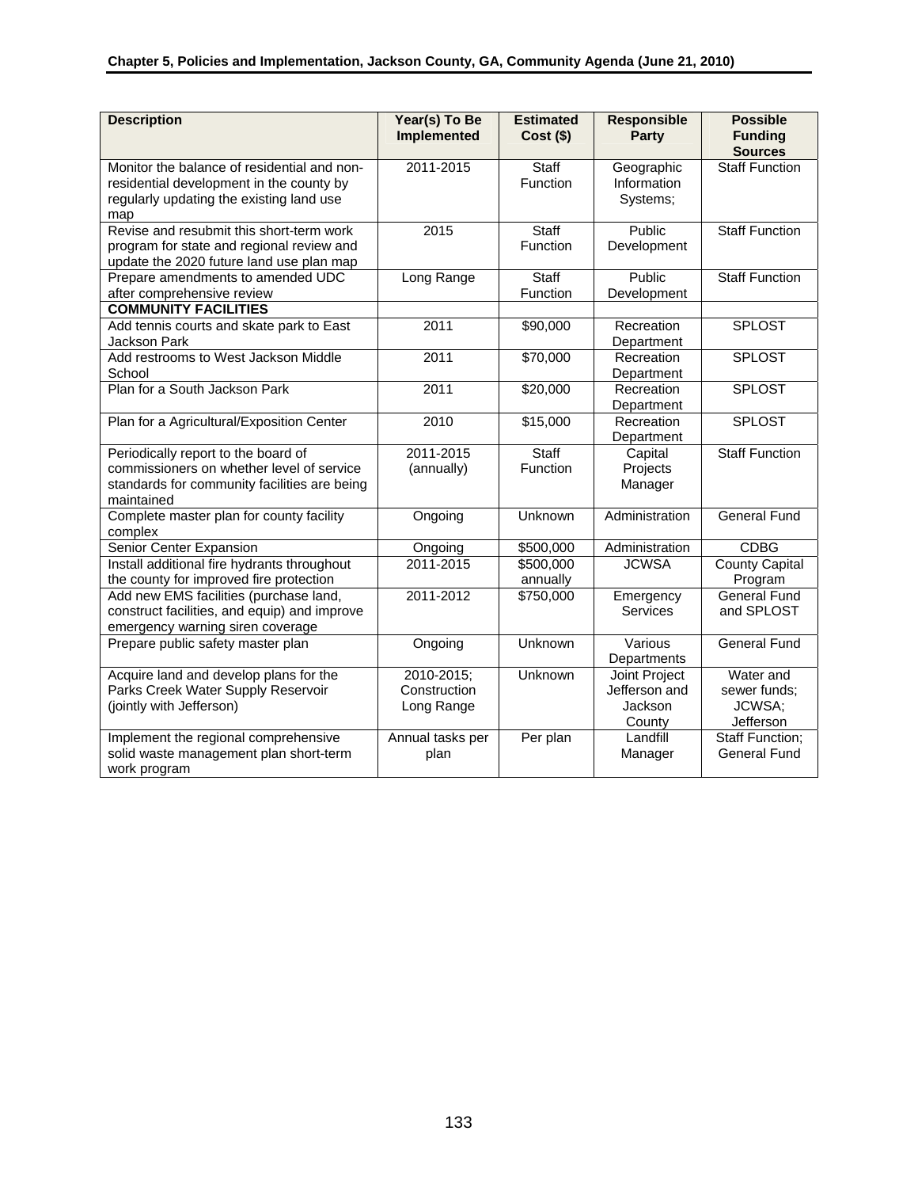| Description | Year(s) To Be Implemented | Estimated Cost ($) | Responsible Party | Possible Funding Sources |
|---|---|---|---|---|
| Monitor the balance of residential and non-residential development in the county by regularly updating the existing land use map | 2011-2015 | Staff Function | Geographic Information Systems; | Staff Function |
| Revise and resubmit this short-term work program for state and regional review and update the 2020 future land use plan map | 2015 | Staff Function | Public Development | Staff Function |
| Prepare amendments to amended UDC after comprehensive review | Long Range | Staff Function | Public Development | Staff Function |
| **COMMUNITY FACILITIES** | | | | |
| Add tennis courts and skate park to East Jackson Park | 2011 | $90,000 | Recreation Department | SPLOST |
| Add restrooms to West Jackson Middle School | 2011 | $70,000 | Recreation Department | SPLOST |
| Plan for a South Jackson Park | 2011 | $20,000 | Recreation Department | SPLOST |
| Plan for a Agricultural/Exposition Center | 2010 | $15,000 | Recreation Department | SPLOST |
| Periodically report to the board of commissioners on whether level of service standards for community facilities are being maintained | 2011-2015 (annually) | Staff Function | Capital Projects Manager | Staff Function |
| Complete master plan for county facility complex | Ongoing | Unknown | Administration | General Fund |
| Senior Center Expansion | Ongoing | $500,000 | Administration | CDBG |
| Install additional fire hydrants throughout the county for improved fire protection | 2011-2015 | $500,000 annually | JCWSA | County Capital Program |
| Add new EMS facilities (purchase land, construct facilities, and equip) and improve emergency warning siren coverage | 2011-2012 | $750,000 | Emergency Services | General Fund and SPLOST |
| Prepare public safety master plan | Ongoing | Unknown | Various Departments | General Fund |
| Acquire land and develop plans for the Parks Creek Water Supply Reservoir (jointly with Jefferson) | 2010-2015; Construction Long Range | Unknown | Joint Project Jefferson and Jackson County | Water and sewer funds; JCWSA; Jefferson |
| Implement the regional comprehensive solid waste management plan short-term work program | Annual tasks per plan | Per plan | Landfill Manager | Staff Function; General Fund |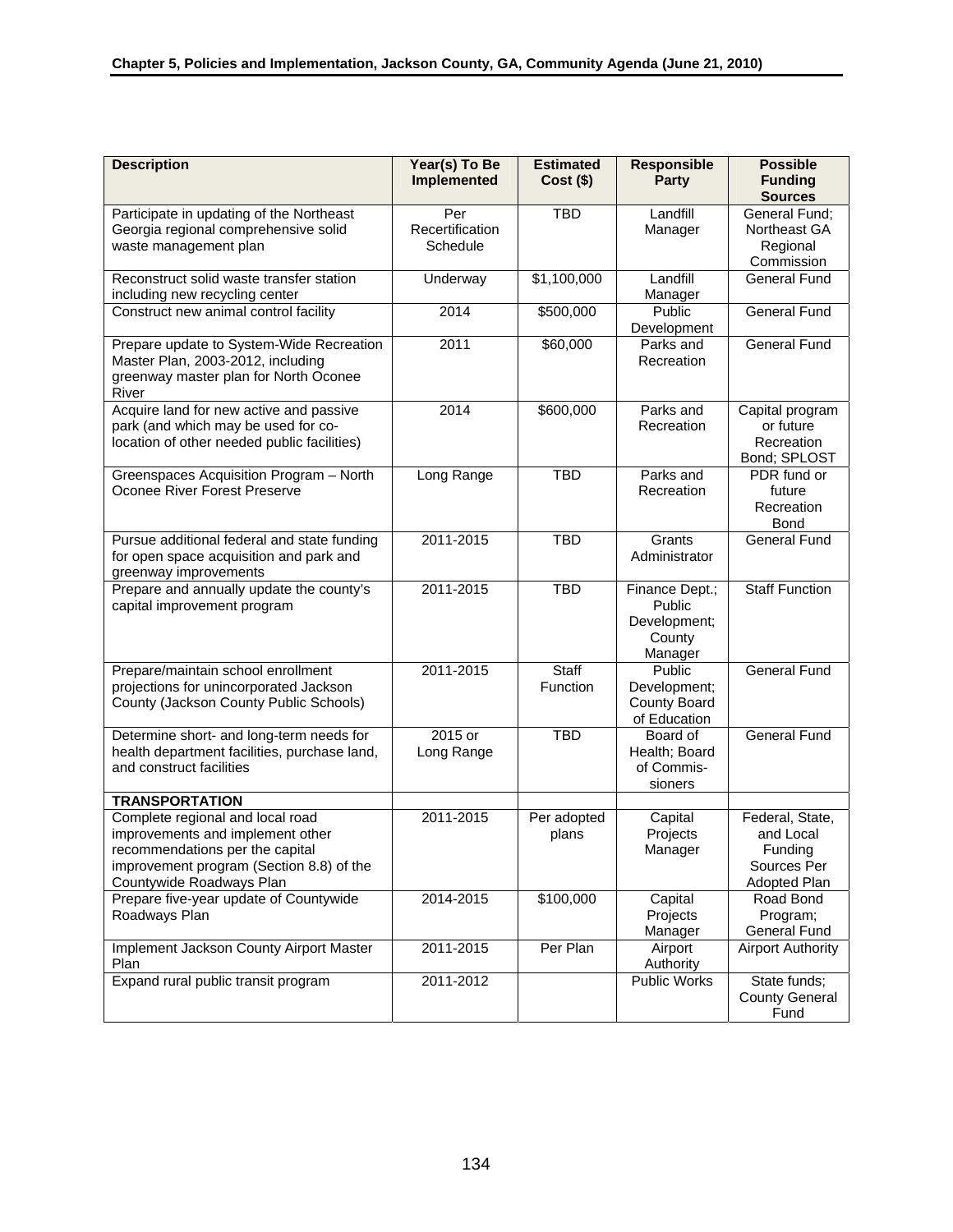| Description | Year(s) To Be Implemented | Estimated Cost ($) | Responsible Party | Possible Funding Sources |
|---|---|---|---|---|
| Participate in updating of the Northeast Georgia regional comprehensive solid waste management plan | Per Recertification Schedule | TBD | Landfill Manager | General Fund; Northeast GA Regional Commission |
| Reconstruct solid waste transfer station including new recycling center | Underway | $1,100,000 | Landfill Manager | General Fund |
| Construct new animal control facility | 2014 | $500,000 | Public Development | General Fund |
| Prepare update to System-Wide Recreation Master Plan, 2003-2012, including greenway master plan for North Oconee River | 2011 | $60,000 | Parks and Recreation | General Fund |
| Acquire land for new active and passive park (and which may be used for co-location of other needed public facilities) | 2014 | $600,000 | Parks and Recreation | Capital program or future Recreation Bond; SPLOST |
| Greenspaces Acquisition Program – North Oconee River Forest Preserve | Long Range | TBD | Parks and Recreation | PDR fund or future Recreation Bond |
| Pursue additional federal and state funding for open space acquisition and park and greenway improvements | 2011-2015 | TBD | Grants Administrator | General Fund |
| Prepare and annually update the county's capital improvement program | 2011-2015 | TBD | Finance Dept.; Public Development; County Manager | Staff Function |
| Prepare/maintain school enrollment projections for unincorporated Jackson County (Jackson County Public Schools) | 2011-2015 | Staff Function | Public Development; County Board of Education | General Fund |
| Determine short- and long-term needs for health department facilities, purchase land, and construct facilities | 2015 or Long Range | TBD | Board of Health; Board of Commis-sioners | General Fund |
| **TRANSPORTATION** | | | | |
| Complete regional and local road improvements and implement other recommendations per the capital improvement program (Section 8.8) of the Countywide Roadways Plan | 2011-2015 | Per adopted plans | Capital Projects Manager | Federal, State, and Local Funding Sources Per Adopted Plan |
| Prepare five-year update of Countywide Roadways Plan | 2014-2015 | $100,000 | Capital Projects Manager | Road Bond Program; General Fund |
| Implement Jackson County Airport Master Plan | 2011-2015 | Per Plan | Airport Authority | Airport Authority |
| Expand rural public transit program | 2011-2012 | | Public Works | State funds; County General Fund |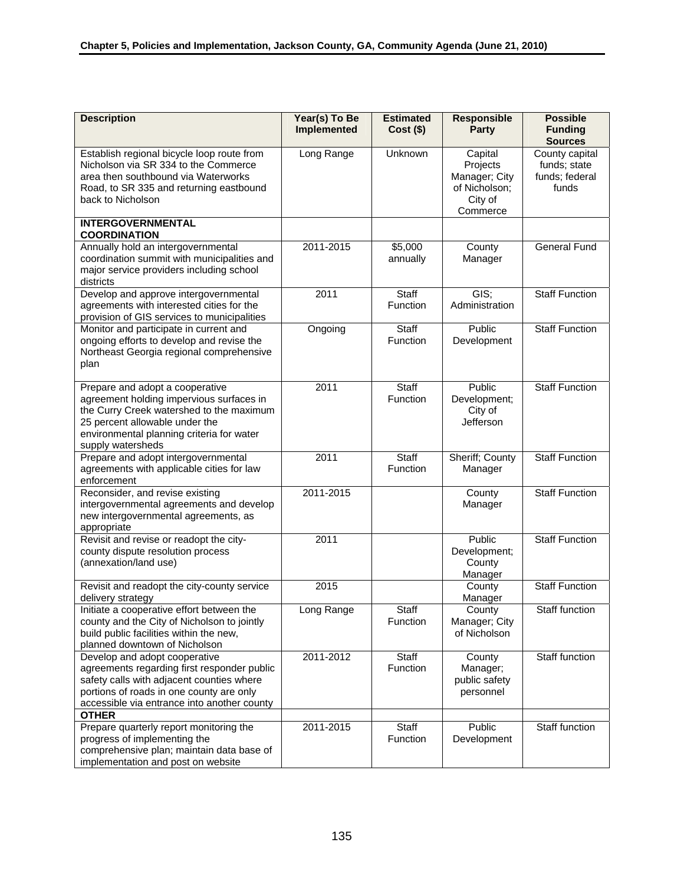| Description | Year(s) To Be Implemented | Estimated Cost ($) | Responsible Party | Possible Funding Sources |
|---|---|---|---|---|
| Establish regional bicycle loop route from Nicholson via SR 334 to the Commerce area then southbound via Waterworks Road, to SR 335 and returning eastbound back to Nicholson | Long Range | Unknown | Capital Projects Manager; City of Nicholson; City of Commerce | County capital funds; state funds; federal funds |
| **INTERGOVERNMENTAL COORDINATION** | | | | |
| Annually hold an intergovernmental coordination summit with municipalities and major service providers including school districts | 2011-2015 | $5,000 annually | County Manager | General Fund |
| Develop and approve intergovernmental agreements with interested cities for the provision of GIS services to municipalities | 2011 | Staff Function | GIS; Administration | Staff Function |
| Monitor and participate in current and ongoing efforts to develop and revise the Northeast Georgia regional comprehensive plan | Ongoing | Staff Function | Public Development | Staff Function |
| Prepare and adopt a cooperative agreement holding impervious surfaces in the Curry Creek watershed to the maximum 25 percent allowable under the environmental planning criteria for water supply watersheds | 2011 | Staff Function | Public Development; City of Jefferson | Staff Function |
| Prepare and adopt intergovernmental agreements with applicable cities for law enforcement | 2011 | Staff Function | Sheriff; County Manager | Staff Function |
| Reconsider, and revise existing intergovernmental agreements and develop new intergovernmental agreements, as appropriate | 2011-2015 | | County Manager | Staff Function |
| Revisit and revise or readopt the city-county dispute resolution process (annexation/land use) | 2011 | | Public Development; County Manager | Staff Function |
| Revisit and readopt the city-county service delivery strategy | 2015 | | County Manager | Staff Function |
| Initiate a cooperative effort between the county and the City of Nicholson to jointly build public facilities within the new, planned downtown of Nicholson | Long Range | Staff Function | County Manager; City of Nicholson | Staff function |
| Develop and adopt cooperative agreements regarding first responder public safety calls with adjacent counties where portions of roads in one county are only accessible via entrance into another county | 2011-2012 | Staff Function | County Manager; public safety personnel | Staff function |
| **OTHER** | | | | |
| Prepare quarterly report monitoring the progress of implementing the comprehensive plan; maintain data base of implementation and post on website | 2011-2015 | Staff Function | Public Development | Staff function |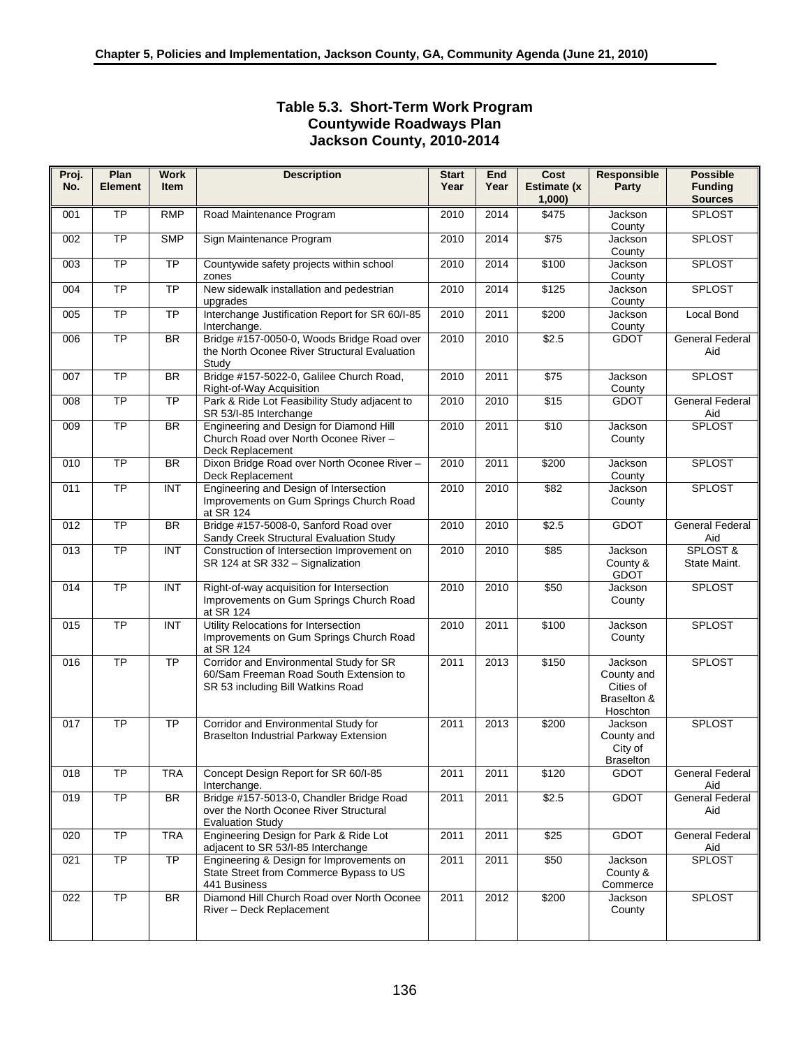**Table 5.3. Short-Term Work Program**
**Countywide Roadways Plan**
**Jackson County, 2010-2014**

| Proj. No. | Plan Element | Work Item | Description | Start Year | End Year | Cost Estimate (x 1,000) | Responsible Party | Possible Funding Sources |
|---|---|---|---|---|---|---|---|---|
| 001 | TP | RMP | Road Maintenance Program | 2010 | 2014 | $475 | Jackson County | SPLOST |
| 002 | TP | SMP | Sign Maintenance Program | 2010 | 2014 | $75 | Jackson County | SPLOST |
| 003 | TP | TP | Countywide safety projects within school zones | 2010 | 2014 | $100 | Jackson County | SPLOST |
| 004 | TP | TP | New sidewalk installation and pedestrian upgrades | 2010 | 2014 | $125 | Jackson County | SPLOST |
| 005 | TP | TP | Interchange Justification Report for SR 60/I-85 Interchange. | 2010 | 2011 | $200 | Jackson County | Local Bond |
| 006 | TP | BR | Bridge #157-0050-0, Woods Bridge Road over the North Oconee River Structural Evaluation Study | 2010 | 2010 | $2.5 | GDOT | General Federal Aid |
| 007 | TP | BR | Bridge #157-5022-0, Galilee Church Road, Right-of-Way Acquisition | 2010 | 2011 | $75 | Jackson County | SPLOST |
| 008 | TP | TP | Park & Ride Lot Feasibility Study adjacent to SR 53/I-85 Interchange | 2010 | 2010 | $15 | GDOT | General Federal Aid |
| 009 | TP | BR | Engineering and Design for Diamond Hill Church Road over North Oconee River – Deck Replacement | 2010 | 2011 | $10 | Jackson County | SPLOST |
| 010 | TP | BR | Dixon Bridge Road over North Oconee River – Deck Replacement | 2010 | 2011 | $200 | Jackson County | SPLOST |
| 011 | TP | INT | Engineering and Design of Intersection Improvements on Gum Springs Church Road at SR 124 | 2010 | 2010 | $82 | Jackson County | SPLOST |
| 012 | TP | BR | Bridge #157-5008-0, Sanford Road over Sandy Creek Structural Evaluation Study | 2010 | 2010 | $2.5 | GDOT | General Federal Aid |
| 013 | TP | INT | Construction of Intersection Improvement on SR 124 at SR 332 – Signalization | 2010 | 2010 | $85 | Jackson County & GDOT | SPLOST & State Maint. |
| 014 | TP | INT | Right-of-way acquisition for Intersection Improvements on Gum Springs Church Road at SR 124 | 2010 | 2010 | $50 | Jackson County | SPLOST |
| 015 | TP | INT | Utility Relocations for Intersection Improvements on Gum Springs Church Road at SR 124 | 2010 | 2011 | $100 | Jackson County | SPLOST |
| 016 | TP | TP | Corridor and Environmental Study for SR 60/Sam Freeman Road South Extension to SR 53 including Bill Watkins Road | 2011 | 2013 | $150 | Jackson County and Cities of Braselton & Hoschton | SPLOST |
| 017 | TP | TP | Corridor and Environmental Study for Braselton Industrial Parkway Extension | 2011 | 2013 | $200 | Jackson County and City of Braselton | SPLOST |
| 018 | TP | TRA | Concept Design Report for SR 60/I-85 Interchange. | 2011 | 2011 | $120 | GDOT | General Federal Aid |
| 019 | TP | BR | Bridge #157-5013-0, Chandler Bridge Road over the North Oconee River Structural Evaluation Study | 2011 | 2011 | $2.5 | GDOT | General Federal Aid |
| 020 | TP | TRA | Engineering Design for Park & Ride Lot adjacent to SR 53/I-85 Interchange | 2011 | 2011 | $25 | GDOT | General Federal Aid |
| 021 | TP | TP | Engineering & Design for Improvements on State Street from Commerce Bypass to US 441 Business | 2011 | 2011 | $50 | Jackson County & Commerce | SPLOST |
| 022 | TP | BR | Diamond Hill Church Road over North Oconee River – Deck Replacement | 2011 | 2012 | $200 | Jackson County | SPLOST |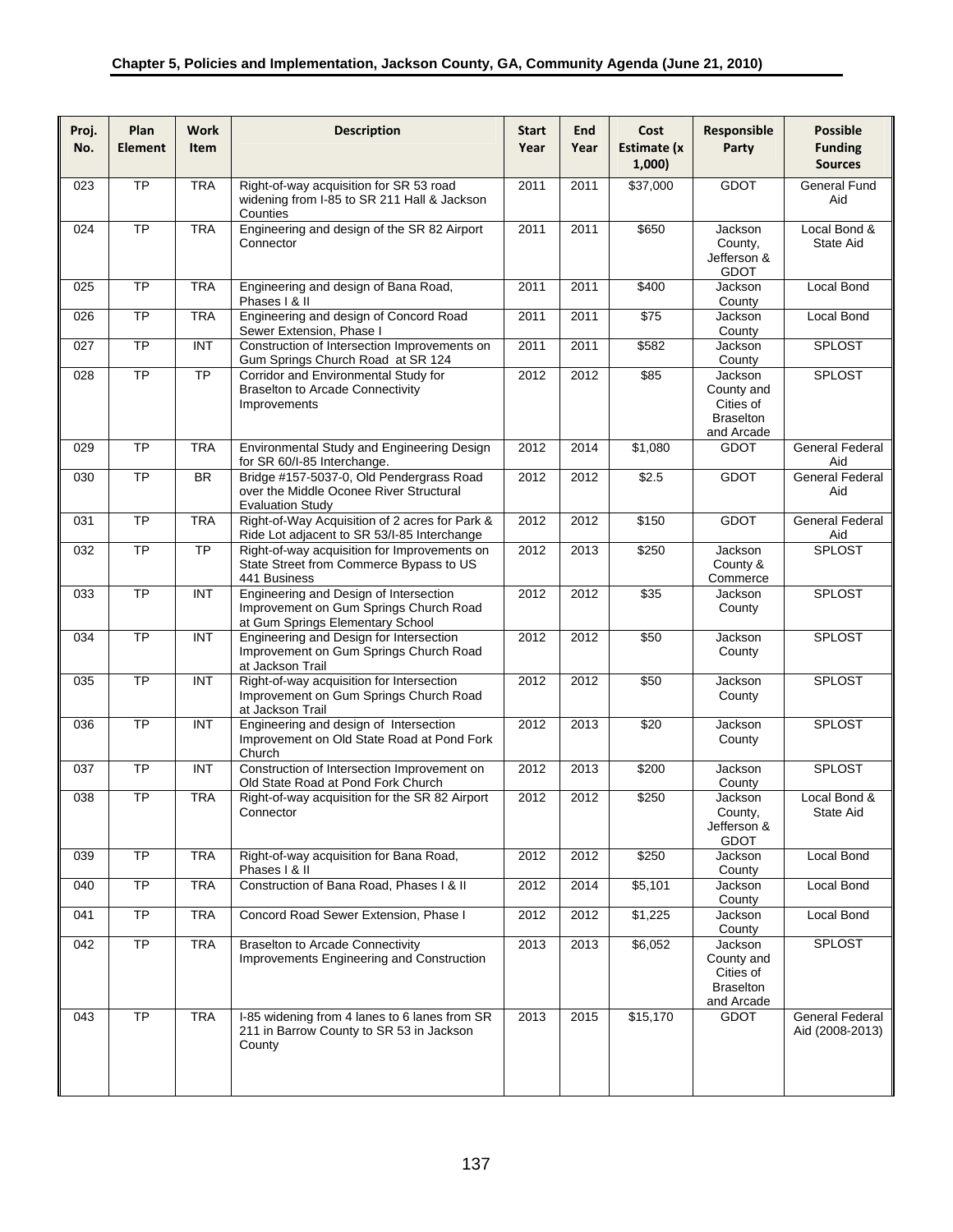| Proj. No. | Plan Element | Work Item | Description | Start Year | End Year | Cost Estimate (x 1,000) | Responsible Party | Possible Funding Sources |
|---|---|---|---|---|---|---|---|---|
| 023 | TP | TRA | Right-of-way acquisition for SR 53 road widening from I-85 to SR 211 Hall & Jackson Counties | 2011 | 2011 | $37,000 | GDOT | General Fund Aid |
| 024 | TP | TRA | Engineering and design of the SR 82 Airport Connector | 2011 | 2011 | $650 | Jackson County, Jefferson & GDOT | Local Bond & State Aid |
| 025 | TP | TRA | Engineering and design of Bana Road, Phases I & II | 2011 | 2011 | $400 | Jackson County | Local Bond |
| 026 | TP | TRA | Engineering and design of Concord Road Sewer Extension, Phase I | 2011 | 2011 | $75 | Jackson County | Local Bond |
| 027 | TP | INT | Construction of Intersection Improvements on Gum Springs Church Road at SR 124 | 2011 | 2011 | $582 | Jackson County | SPLOST |
| 028 | TP | TP | Corridor and Environmental Study for Braselton to Arcade Connectivity Improvements | 2012 | 2012 | $85 | Jackson County and Cities of Braselton and Arcade | SPLOST |
| 029 | TP | TRA | Environmental Study and Engineering Design for SR 60/I-85 Interchange. | 2012 | 2014 | $1,080 | GDOT | General Federal Aid |
| 030 | TP | BR | Bridge #157-5037-0, Old Pendergrass Road over the Middle Oconee River Structural Evaluation Study | 2012 | 2012 | $2.5 | GDOT | General Federal Aid |
| 031 | TP | TRA | Right-of-Way Acquisition of 2 acres for Park & Ride Lot adjacent to SR 53/I-85 Interchange | 2012 | 2012 | $150 | GDOT | General Federal Aid |
| 032 | TP | TP | Right-of-way acquisition for Improvements on State Street from Commerce Bypass to US 441 Business | 2012 | 2013 | $250 | Jackson County & Commerce | SPLOST |
| 033 | TP | INT | Engineering and Design of Intersection Improvement on Gum Springs Church Road at Gum Springs Elementary School | 2012 | 2012 | $35 | Jackson County | SPLOST |
| 034 | TP | INT | Engineering and Design for Intersection Improvement on Gum Springs Church Road at Jackson Trail | 2012 | 2012 | $50 | Jackson County | SPLOST |
| 035 | TP | INT | Right-of-way acquisition for Intersection Improvement on Gum Springs Church Road at Jackson Trail | 2012 | 2012 | $50 | Jackson County | SPLOST |
| 036 | TP | INT | Engineering and design of Intersection Improvement on Old State Road at Pond Fork Church | 2012 | 2013 | $20 | Jackson County | SPLOST |
| 037 | TP | INT | Construction of Intersection Improvement on Old State Road at Pond Fork Church | 2012 | 2013 | $200 | Jackson County | SPLOST |
| 038 | TP | TRA | Right-of-way acquisition for the SR 82 Airport Connector | 2012 | 2012 | $250 | Jackson County, Jefferson & GDOT | Local Bond & State Aid |
| 039 | TP | TRA | Right-of-way acquisition for Bana Road, Phases I & II | 2012 | 2012 | $250 | Jackson County | Local Bond |
| 040 | TP | TRA | Construction of Bana Road, Phases I & II | 2012 | 2014 | $5,101 | Jackson County | Local Bond |
| 041 | TP | TRA | Concord Road Sewer Extension, Phase I | 2012 | 2012 | $1,225 | Jackson County | Local Bond |
| 042 | TP | TRA | Braselton to Arcade Connectivity Improvements Engineering and Construction | 2013 | 2013 | $6,052 | Jackson County and Cities of Braselton and Arcade | SPLOST |
| 043 | TP | TRA | I-85 widening from 4 lanes to 6 lanes from SR 211 in Barrow County to SR 53 in Jackson County | 2013 | 2015 | $15,170 | GDOT | General Federal Aid (2008-2013) |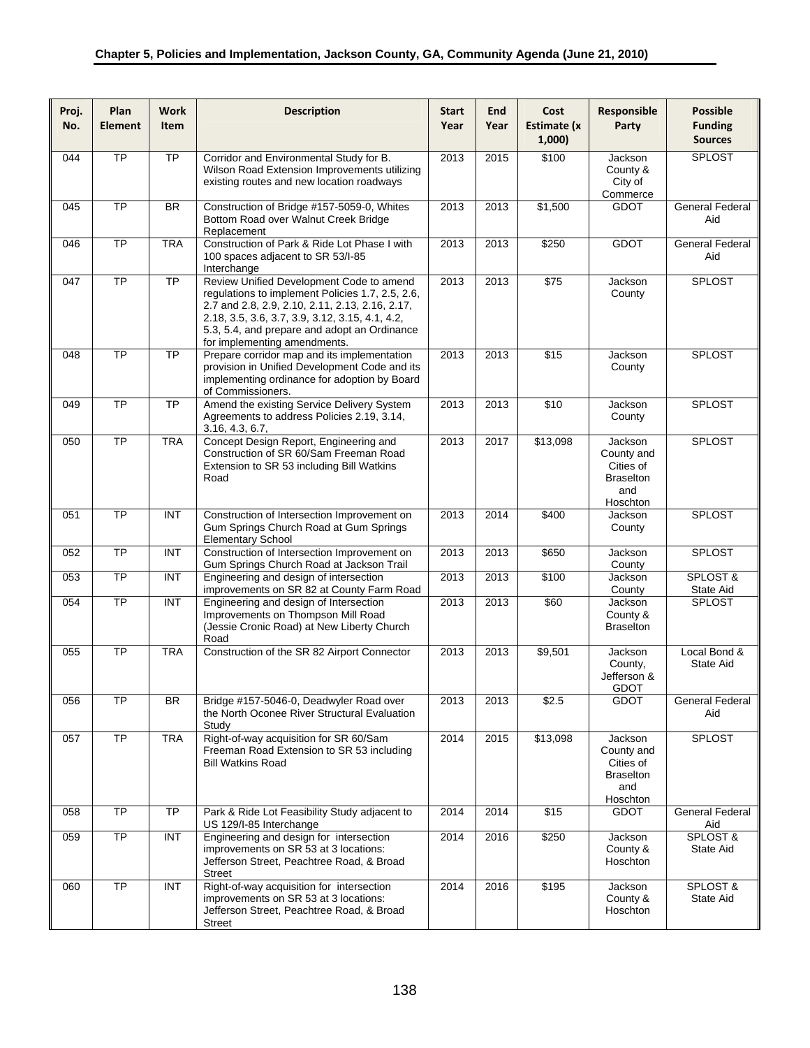| Proj. No. | Plan Element | Work Item | Description | Start Year | End Year | Cost Estimate (x 1,000) | Responsible Party | Possible Funding Sources |
|---|---|---|---|---|---|---|---|---|
| 044 | TP | TP | Corridor and Environmental Study for B. Wilson Road Extension Improvements utilizing existing routes and new location roadways | 2013 | 2015 | $100 | Jackson County & City of Commerce | SPLOST |
| 045 | TP | BR | Construction of Bridge #157-5059-0, Whites Bottom Road over Walnut Creek Bridge Replacement | 2013 | 2013 | $1,500 | GDOT | General Federal Aid |
| 046 | TP | TRA | Construction of Park & Ride Lot Phase I with 100 spaces adjacent to SR 53/I-85 Interchange | 2013 | 2013 | $250 | GDOT | General Federal Aid |
| 047 | TP | TP | Review Unified Development Code to amend regulations to implement Policies 1.7, 2.5, 2.6, 2.7 and 2.8, 2.9, 2.10, 2.11, 2.13, 2.16, 2.17, 2.18, 3.5, 3.6, 3.7, 3.9, 3.12, 3.15, 4.1, 4.2, 5.3, 5.4, and prepare and adopt an Ordinance for implementing amendments. | 2013 | 2013 | $75 | Jackson County | SPLOST |
| 048 | TP | TP | Prepare corridor map and its implementation provision in Unified Development Code and its implementing ordinance for adoption by Board of Commissioners. | 2013 | 2013 | $15 | Jackson County | SPLOST |
| 049 | TP | TP | Amend the existing Service Delivery System Agreements to address Policies 2.19, 3.14, 3.16, 4.3, 6.7, | 2013 | 2013 | $10 | Jackson County | SPLOST |
| 050 | TP | TRA | Concept Design Report, Engineering and Construction of SR 60/Sam Freeman Road Extension to SR 53 including Bill Watkins Road | 2013 | 2017 | $13,098 | Jackson County and Cities of Braselton and Hoschton | SPLOST |
| 051 | TP | INT | Construction of Intersection Improvement on Gum Springs Church Road at Gum Springs Elementary School | 2013 | 2014 | $400 | Jackson County | SPLOST |
| 052 | TP | INT | Construction of Intersection Improvement on Gum Springs Church Road at Jackson Trail | 2013 | 2013 | $650 | Jackson County | SPLOST |
| 053 | TP | INT | Engineering and design of intersection improvements on SR 82 at County Farm Road | 2013 | 2013 | $100 | Jackson County | SPLOST & State Aid |
| 054 | TP | INT | Engineering and design of Intersection Improvements on Thompson Mill Road (Jessie Cronic Road) at New Liberty Church Road | 2013 | 2013 | $60 | Jackson County & Braselton | SPLOST |
| 055 | TP | TRA | Construction of the SR 82 Airport Connector | 2013 | 2013 | $9,501 | Jackson County, Jefferson & GDOT | Local Bond & State Aid |
| 056 | TP | BR | Bridge #157-5046-0, Deadwyler Road over the North Oconee River Structural Evaluation Study | 2013 | 2013 | $2.5 | GDOT | General Federal Aid |
| 057 | TP | TRA | Right-of-way acquisition for SR 60/Sam Freeman Road Extension to SR 53 including Bill Watkins Road | 2014 | 2015 | $13,098 | Jackson County and Cities of Braselton and Hoschton | SPLOST |
| 058 | TP | TP | Park & Ride Lot Feasibility Study adjacent to US 129/I-85 Interchange | 2014 | 2014 | $15 | GDOT | General Federal Aid |
| 059 | TP | INT | Engineering and design for intersection improvements on SR 53 at 3 locations: Jefferson Street, Peachtree Road, & Broad Street | 2014 | 2016 | $250 | Jackson County & Hoschton | SPLOST & State Aid |
| 060 | TP | INT | Right-of-way acquisition for intersection improvements on SR 53 at 3 locations: Jefferson Street, Peachtree Road, & Broad Street | 2014 | 2016 | $195 | Jackson County & Hoschton | SPLOST & State Aid |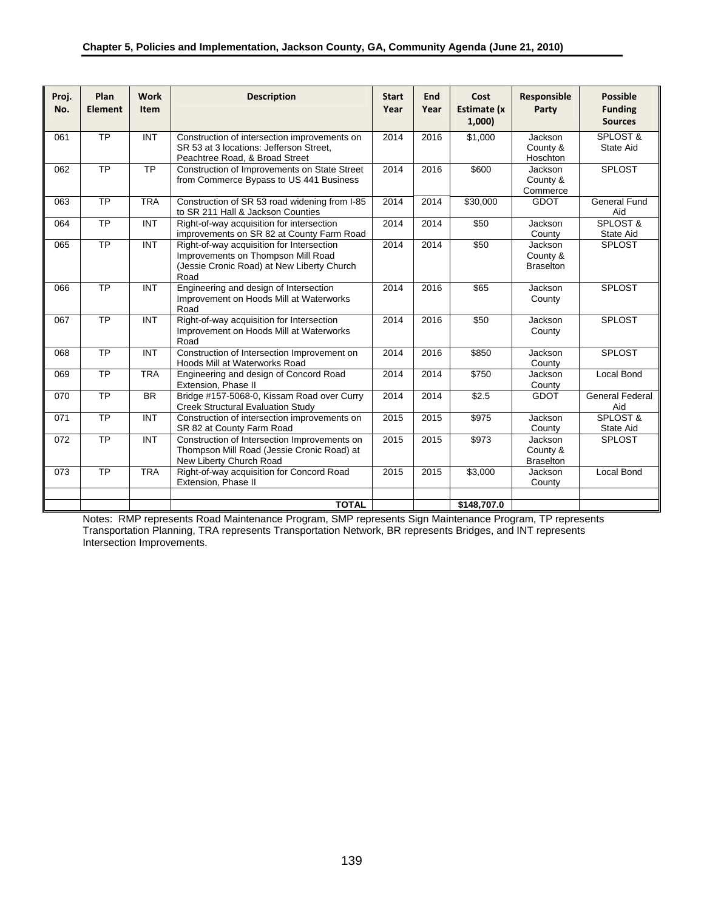| Proj. No. | Plan Element | Work Item | Description | Start Year | End Year | Cost Estimate (x 1,000) | Responsible Party | Possible Funding Sources |
|---|---|---|---|---|---|---|---|---|
| 061 | TP | INT | Construction of intersection improvements on SR 53 at 3 locations: Jefferson Street, Peachtree Road, & Broad Street | 2014 | 2016 | $1,000 | Jackson County & Hoschton | SPLOST & State Aid |
| 062 | TP | TP | Construction of Improvements on State Street from Commerce Bypass to US 441 Business | 2014 | 2016 | $600 | Jackson County & Commerce | SPLOST |
| 063 | TP | TRA | Construction of SR 53 road widening from I-85 to SR 211 Hall & Jackson Counties | 2014 | 2014 | $30,000 | GDOT | General Fund Aid |
| 064 | TP | INT | Right-of-way acquisition for intersection improvements on SR 82 at County Farm Road | 2014 | 2014 | $50 | Jackson County | SPLOST & State Aid |
| 065 | TP | INT | Right-of-way acquisition for Intersection Improvements on Thompson Mill Road (Jessie Cronic Road) at New Liberty Church Road | 2014 | 2014 | $50 | Jackson County & Braselton | SPLOST |
| 066 | TP | INT | Engineering and design of Intersection Improvement on Hoods Mill at Waterworks Road | 2014 | 2016 | $65 | Jackson County | SPLOST |
| 067 | TP | INT | Right-of-way acquisition for Intersection Improvement on Hoods Mill at Waterworks Road | 2014 | 2016 | $50 | Jackson County | SPLOST |
| 068 | TP | INT | Construction of Intersection Improvement on Hoods Mill at Waterworks Road | 2014 | 2016 | $850 | Jackson County | SPLOST |
| 069 | TP | TRA | Engineering and design of Concord Road Extension, Phase II | 2014 | 2014 | $750 | Jackson County | Local Bond |
| 070 | TP | BR | Bridge #157-5068-0, Kissam Road over Curry Creek Structural Evaluation Study | 2014 | 2014 | $2.5 | GDOT | General Federal Aid |
| 071 | TP | INT | Construction of intersection improvements on SR 82 at County Farm Road | 2015 | 2015 | $975 | Jackson County | SPLOST & State Aid |
| 072 | TP | INT | Construction of Intersection Improvements on Thompson Mill Road (Jessie Cronic Road) at New Liberty Church Road | 2015 | 2015 | $973 | Jackson County & Braselton | SPLOST |
| 073 | TP | TRA | Right-of-way acquisition for Concord Road Extension, Phase II | 2015 | 2015 | $3,000 | Jackson County | Local Bond |
| | | | | | | | | |
| | | | **TOTAL** | | | **$148,707.0** | | |

Notes: RMP represents Road Maintenance Program, SMP represents Sign Maintenance Program, TP represents Transportation Planning, TRA represents Transportation Network, BR represents Bridges, and INT represents Intersection Improvements.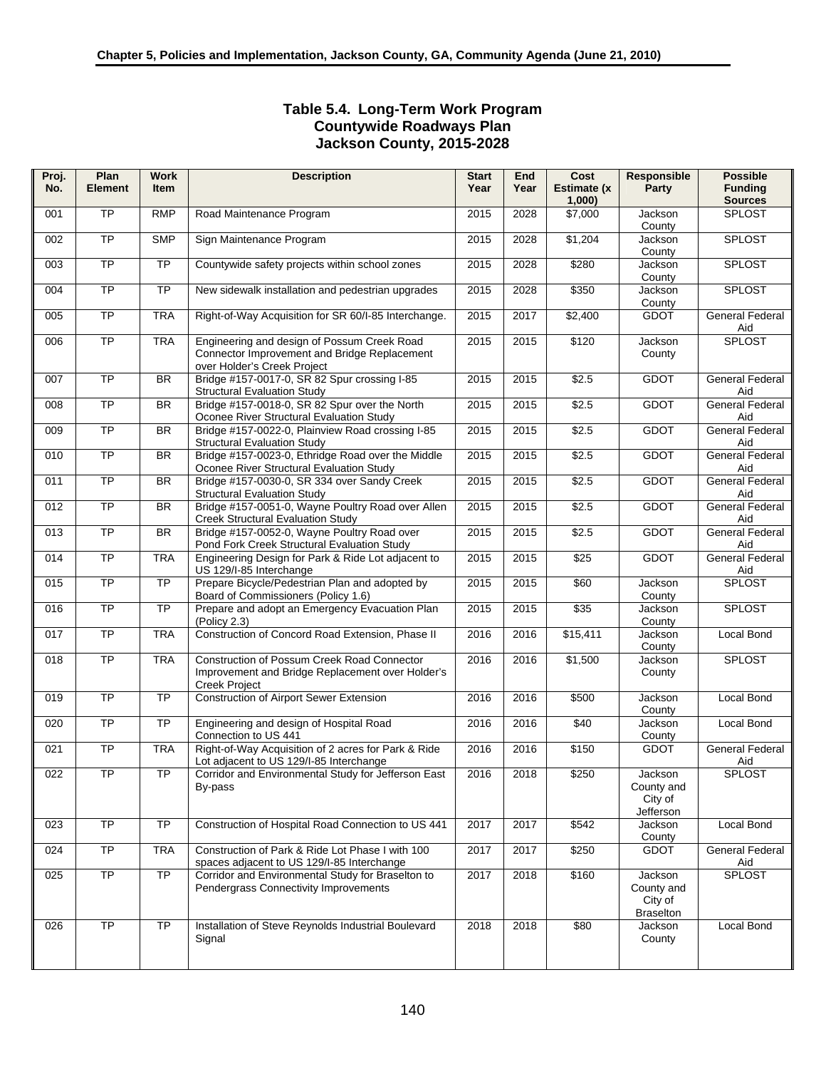### Table 5.4. Long-Term Work Program
### Countywide Roadways Plan
### Jackson County, 2015-2028

| Proj. No. | Plan Element | Work Item | Description | Start Year | End Year | Cost Estimate (x 1,000) | Responsible Party | Possible Funding Sources |
|---|---|---|---|---|---|---|---|---|
| 001 | TP | RMP | Road Maintenance Program | 2015 | 2028 | $7,000 | Jackson County | SPLOST |
| 002 | TP | SMP | Sign Maintenance Program | 2015 | 2028 | $1,204 | Jackson County | SPLOST |
| 003 | TP | TP | Countywide safety projects within school zones | 2015 | 2028 | $280 | Jackson County | SPLOST |
| 004 | TP | TP | New sidewalk installation and pedestrian upgrades | 2015 | 2028 | $350 | Jackson County | SPLOST |
| 005 | TP | TRA | Right-of-Way Acquisition for SR 60/I-85 Interchange. | 2015 | 2017 | $2,400 | GDOT | General Federal Aid |
| 006 | TP | TRA | Engineering and design of Possum Creek Road Connector Improvement and Bridge Replacement over Holder's Creek Project | 2015 | 2015 | $120 | Jackson County | SPLOST |
| 007 | TP | BR | Bridge #157-0017-0, SR 82 Spur crossing I-85 Structural Evaluation Study | 2015 | 2015 | $2.5 | GDOT | General Federal Aid |
| 008 | TP | BR | Bridge #157-0018-0, SR 82 Spur over the North Oconee River Structural Evaluation Study | 2015 | 2015 | $2.5 | GDOT | General Federal Aid |
| 009 | TP | BR | Bridge #157-0022-0, Plainview Road crossing I-85 Structural Evaluation Study | 2015 | 2015 | $2.5 | GDOT | General Federal Aid |
| 010 | TP | BR | Bridge #157-0023-0, Ethridge Road over the Middle Oconee River Structural Evaluation Study | 2015 | 2015 | $2.5 | GDOT | General Federal Aid |
| 011 | TP | BR | Bridge #157-0030-0, SR 334 over Sandy Creek Structural Evaluation Study | 2015 | 2015 | $2.5 | GDOT | General Federal Aid |
| 012 | TP | BR | Bridge #157-0051-0, Wayne Poultry Road over Allen Creek Structural Evaluation Study | 2015 | 2015 | $2.5 | GDOT | General Federal Aid |
| 013 | TP | BR | Bridge #157-0052-0, Wayne Poultry Road over Pond Fork Creek Structural Evaluation Study | 2015 | 2015 | $2.5 | GDOT | General Federal Aid |
| 014 | TP | TRA | Engineering Design for Park & Ride Lot adjacent to US 129/I-85 Interchange | 2015 | 2015 | $25 | GDOT | General Federal Aid |
| 015 | TP | TP | Prepare Bicycle/Pedestrian Plan and adopted by Board of Commissioners (Policy 1.6) | 2015 | 2015 | $60 | Jackson County | SPLOST |
| 016 | TP | TP | Prepare and adopt an Emergency Evacuation Plan (Policy 2.3) | 2015 | 2015 | $35 | Jackson County | SPLOST |
| 017 | TP | TRA | Construction of Concord Road Extension, Phase II | 2016 | 2016 | $15,411 | Jackson County | Local Bond |
| 018 | TP | TRA | Construction of Possum Creek Road Connector Improvement and Bridge Replacement over Holder's Creek Project | 2016 | 2016 | $1,500 | Jackson County | SPLOST |
| 019 | TP | TP | Construction of Airport Sewer Extension | 2016 | 2016 | $500 | Jackson County | Local Bond |
| 020 | TP | TP | Engineering and design of Hospital Road Connection to US 441 | 2016 | 2016 | $40 | Jackson County | Local Bond |
| 021 | TP | TRA | Right-of-Way Acquisition of 2 acres for Park & Ride Lot adjacent to US 129/I-85 Interchange | 2016 | 2016 | $150 | GDOT | General Federal Aid |
| 022 | TP | TP | Corridor and Environmental Study for Jefferson East By-pass | 2016 | 2018 | $250 | Jackson County and City of Jefferson | SPLOST |
| 023 | TP | TP | Construction of Hospital Road Connection to US 441 | 2017 | 2017 | $542 | Jackson County | Local Bond |
| 024 | TP | TRA | Construction of Park & Ride Lot Phase I with 100 spaces adjacent to US 129/I-85 Interchange | 2017 | 2017 | $250 | GDOT | General Federal Aid |
| 025 | TP | TP | Corridor and Environmental Study for Braselton to Pendergrass Connectivity Improvements | 2017 | 2018 | $160 | Jackson County and City of Braselton | SPLOST |
| 026 | TP | TP | Installation of Steve Reynolds Industrial Boulevard Signal | 2018 | 2018 | $80 | Jackson County | Local Bond |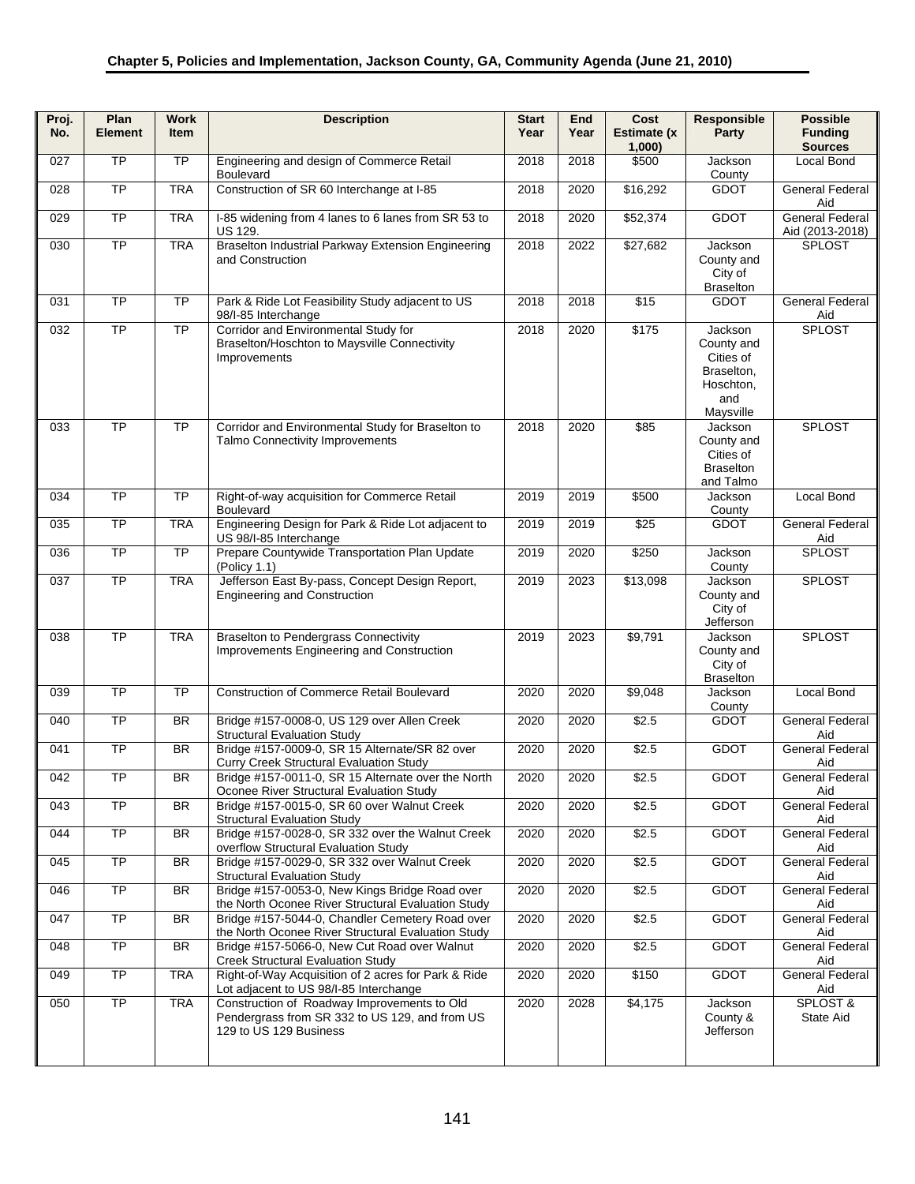| Proj. No. | Plan Element | Work Item | Description | Start Year | End Year | Cost Estimate (x 1,000) | Responsible Party | Possible Funding Sources |
|---|---|---|---|---|---|---|---|---|
| 027 | TP | TP | Engineering and design of Commerce Retail Boulevard | 2018 | 2018 | $500 | Jackson County | Local Bond |
| 028 | TP | TRA | Construction of SR 60 Interchange at I-85 | 2018 | 2020 | $16,292 | GDOT | General Federal Aid |
| 029 | TP | TRA | I-85 widening from 4 lanes to 6 lanes from SR 53 to US 129. | 2018 | 2020 | $52,374 | GDOT | General Federal Aid (2013-2018) |
| 030 | TP | TRA | Braselton Industrial Parkway Extension Engineering and Construction | 2018 | 2022 | $27,682 | Jackson County and City of Braselton | SPLOST |
| 031 | TP | TP | Park & Ride Lot Feasibility Study adjacent to US 98/I-85 Interchange | 2018 | 2018 | $15 | GDOT | General Federal Aid |
| 032 | TP | TP | Corridor and Environmental Study for Braselton/Hoschton to Maysville Connectivity Improvements | 2018 | 2020 | $175 | Jackson County and Cities of Braselton, Hoschton, and Maysville | SPLOST |
| 033 | TP | TP | Corridor and Environmental Study for Braselton to Talmo Connectivity Improvements | 2018 | 2020 | $85 | Jackson County and Cities of Braselton and Talmo | SPLOST |
| 034 | TP | TP | Right-of-way acquisition for Commerce Retail Boulevard | 2019 | 2019 | $500 | Jackson County | Local Bond |
| 035 | TP | TRA | Engineering Design for Park & Ride Lot adjacent to US 98/I-85 Interchange | 2019 | 2019 | $25 | GDOT | General Federal Aid |
| 036 | TP | TP | Prepare Countywide Transportation Plan Update (Policy 1.1) | 2019 | 2020 | $250 | Jackson County | SPLOST |
| 037 | TP | TRA | Jefferson East By-pass, Concept Design Report, Engineering and Construction | 2019 | 2023 | $13,098 | Jackson County and City of Jefferson | SPLOST |
| 038 | TP | TRA | Braselton to Pendergrass Connectivity Improvements Engineering and Construction | 2019 | 2023 | $9,791 | Jackson County and City of Braselton | SPLOST |
| 039 | TP | TP | Construction of Commerce Retail Boulevard | 2020 | 2020 | $9,048 | Jackson County | Local Bond |
| 040 | TP | BR | Bridge #157-0008-0, US 129 over Allen Creek Structural Evaluation Study | 2020 | 2020 | $2.5 | GDOT | General Federal Aid |
| 041 | TP | BR | Bridge #157-0009-0, SR 15 Alternate/SR 82 over Curry Creek Structural Evaluation Study | 2020 | 2020 | $2.5 | GDOT | General Federal Aid |
| 042 | TP | BR | Bridge #157-0011-0, SR 15 Alternate over the North Oconee River Structural Evaluation Study | 2020 | 2020 | $2.5 | GDOT | General Federal Aid |
| 043 | TP | BR | Bridge #157-0015-0, SR 60 over Walnut Creek Structural Evaluation Study | 2020 | 2020 | $2.5 | GDOT | General Federal Aid |
| 044 | TP | BR | Bridge #157-0028-0, SR 332 over the Walnut Creek overflow Structural Evaluation Study | 2020 | 2020 | $2.5 | GDOT | General Federal Aid |
| 045 | TP | BR | Bridge #157-0029-0, SR 332 over Walnut Creek Structural Evaluation Study | 2020 | 2020 | $2.5 | GDOT | General Federal Aid |
| 046 | TP | BR | Bridge #157-0053-0, New Kings Bridge Road over the North Oconee River Structural Evaluation Study | 2020 | 2020 | $2.5 | GDOT | General Federal Aid |
| 047 | TP | BR | Bridge #157-5044-0, Chandler Cemetery Road over the North Oconee River Structural Evaluation Study | 2020 | 2020 | $2.5 | GDOT | General Federal Aid |
| 048 | TP | BR | Bridge #157-5066-0, New Cut Road over Walnut Creek Structural Evaluation Study | 2020 | 2020 | $2.5 | GDOT | General Federal Aid |
| 049 | TP | TRA | Right-of-Way Acquisition of 2 acres for Park & Ride Lot adjacent to US 98/I-85 Interchange | 2020 | 2020 | $150 | GDOT | General Federal Aid |
| 050 | TP | TRA | Construction of Roadway Improvements to Old Pendergrass from SR 332 to US 129, and from US 129 to US 129 Business | 2020 | 2028 | $4,175 | Jackson County & Jefferson | SPLOST & State Aid |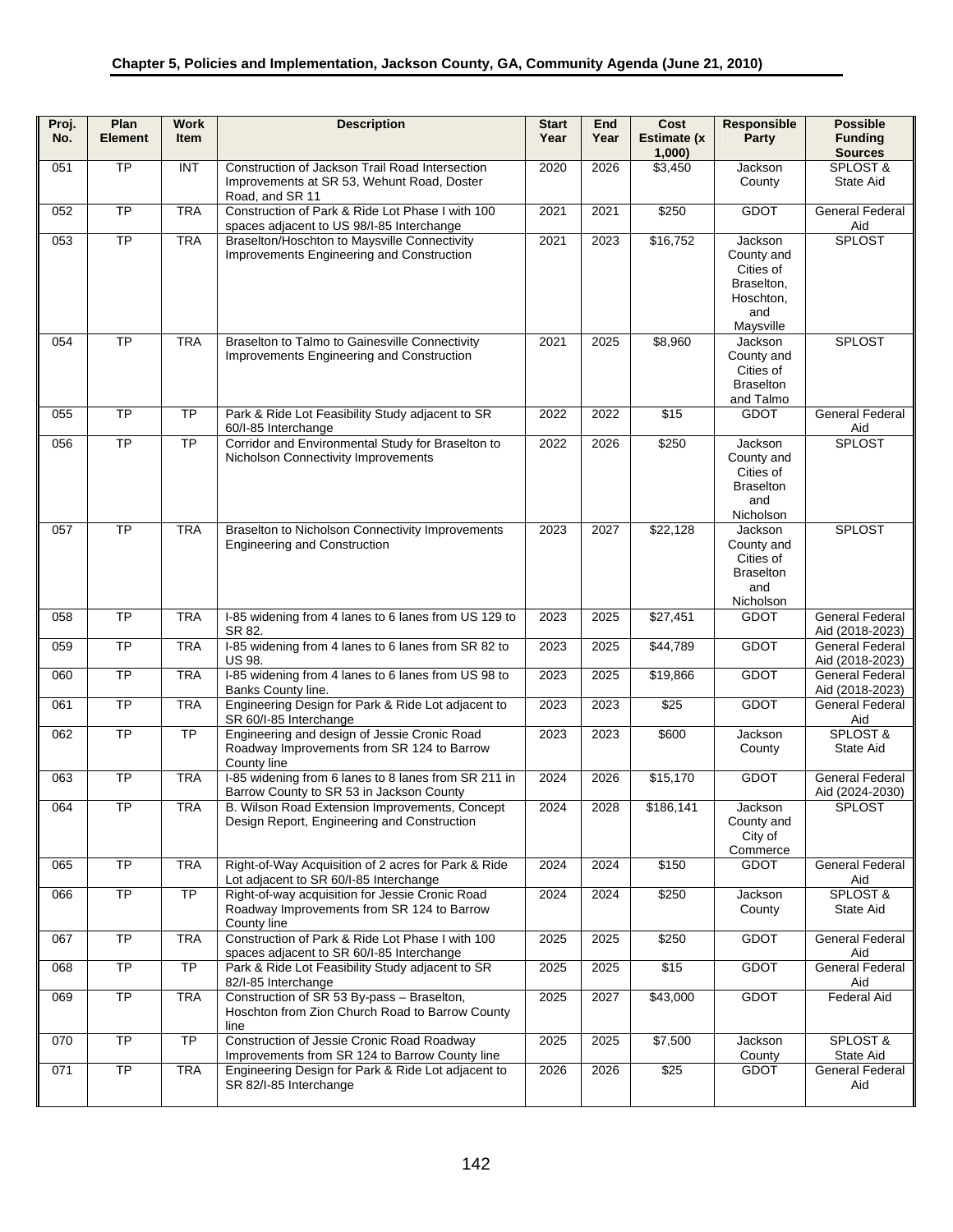| Proj. No. | Plan Element | Work Item | Description | Start Year | End Year | Cost Estimate (x 1,000) | Responsible Party | Possible Funding Sources |
|---|---|---|---|---|---|---|---|---|
| 051 | TP | INT | Construction of Jackson Trail Road Intersection Improvements at SR 53, Wehunt Road, Doster Road, and SR 11 | 2020 | 2026 | $3,450 | Jackson County | SPLOST & State Aid |
| 052 | TP | TRA | Construction of Park & Ride Lot Phase I with 100 spaces adjacent to US 98/I-85 Interchange | 2021 | 2021 | $250 | GDOT | General Federal Aid |
| 053 | TP | TRA | Braselton/Hoschton to Maysville Connectivity Improvements Engineering and Construction | 2021 | 2023 | $16,752 | Jackson County and Cities of Braselton, Hoschton, and Maysville | SPLOST |
| 054 | TP | TRA | Braselton to Talmo to Gainesville Connectivity Improvements Engineering and Construction | 2021 | 2025 | $8,960 | Jackson County and Cities of Braselton and Talmo | SPLOST |
| 055 | TP | TP | Park & Ride Lot Feasibility Study adjacent to SR 60/I-85 Interchange | 2022 | 2022 | $15 | GDOT | General Federal Aid |
| 056 | TP | TP | Corridor and Environmental Study for Braselton to Nicholson Connectivity Improvements | 2022 | 2026 | $250 | Jackson County and Cities of Braselton and Nicholson | SPLOST |
| 057 | TP | TRA | Braselton to Nicholson Connectivity Improvements Engineering and Construction | 2023 | 2027 | $22,128 | Jackson County and Cities of Braselton and Nicholson | SPLOST |
| 058 | TP | TRA | I-85 widening from 4 lanes to 6 lanes from US 129 to SR 82. | 2023 | 2025 | $27,451 | GDOT | General Federal Aid (2018-2023) |
| 059 | TP | TRA | I-85 widening from 4 lanes to 6 lanes from SR 82 to US 98. | 2023 | 2025 | $44,789 | GDOT | General Federal Aid (2018-2023) |
| 060 | TP | TRA | I-85 widening from 4 lanes to 6 lanes from US 98 to Banks County line. | 2023 | 2025 | $19,866 | GDOT | General Federal Aid (2018-2023) |
| 061 | TP | TRA | Engineering Design for Park & Ride Lot adjacent to SR 60/I-85 Interchange | 2023 | 2023 | $25 | GDOT | General Federal Aid |
| 062 | TP | TP | Engineering and design of Jessie Cronic Road Roadway Improvements from SR 124 to Barrow County line | 2023 | 2023 | $600 | Jackson County | SPLOST & State Aid |
| 063 | TP | TRA | I-85 widening from 6 lanes to 8 lanes from SR 211 in Barrow County to SR 53 in Jackson County | 2024 | 2026 | $15,170 | GDOT | General Federal Aid (2024-2030) |
| 064 | TP | TRA | B. Wilson Road Extension Improvements, Concept Design Report, Engineering and Construction | 2024 | 2028 | $186,141 | Jackson County and City of Commerce | SPLOST |
| 065 | TP | TRA | Right-of-Way Acquisition of 2 acres for Park & Ride Lot adjacent to SR 60/I-85 Interchange | 2024 | 2024 | $150 | GDOT | General Federal Aid |
| 066 | TP | TP | Right-of-way acquisition for Jessie Cronic Road Roadway Improvements from SR 124 to Barrow County line | 2024 | 2024 | $250 | Jackson County | SPLOST & State Aid |
| 067 | TP | TRA | Construction of Park & Ride Lot Phase I with 100 spaces adjacent to SR 60/I-85 Interchange | 2025 | 2025 | $250 | GDOT | General Federal Aid |
| 068 | TP | TP | Park & Ride Lot Feasibility Study adjacent to SR 82/I-85 Interchange | 2025 | 2025 | $15 | GDOT | General Federal Aid |
| 069 | TP | TRA | Construction of SR 53 By-pass – Braselton, Hoschton from Zion Church Road to Barrow County line | 2025 | 2027 | $43,000 | GDOT | Federal Aid |
| 070 | TP | TP | Construction of Jessie Cronic Road Roadway Improvements from SR 124 to Barrow County line | 2025 | 2025 | $7,500 | Jackson County | SPLOST & State Aid |
| 071 | TP | TRA | Engineering Design for Park & Ride Lot adjacent to SR 82/I-85 Interchange | 2026 | 2026 | $25 | GDOT | General Federal Aid |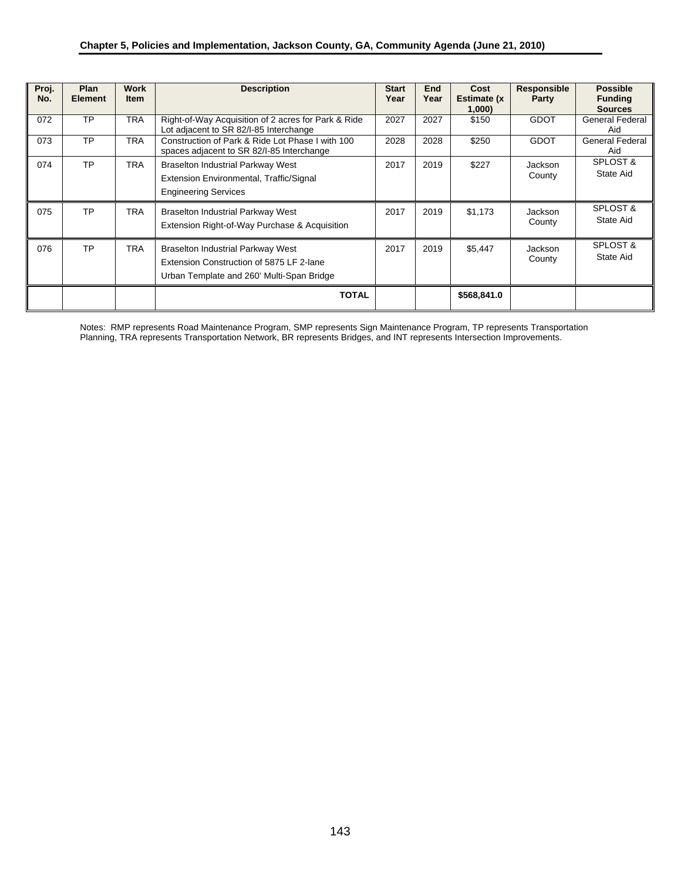| Proj. No. | Plan Element | Work Item | Description | Start Year | End Year | Cost Estimate (x 1,000) | Responsible Party | Possible Funding Sources |
|---|---|---|---|---|---|---|---|---|
| 072 | TP | TRA | Right-of-Way Acquisition of 2 acres for Park & Ride Lot adjacent to SR 82/I-85 Interchange | 2027 | 2027 | $150 | GDOT | General Federal Aid |
| 073 | TP | TRA | Construction of Park & Ride Lot Phase I with 100 spaces adjacent to SR 82/I-85 Interchange | 2028 | 2028 | $250 | GDOT | General Federal Aid |
| 074 | TP | TRA | Braselton Industrial Parkway West Extension Environmental, Traffic/Signal Engineering Services | 2017 | 2019 | $227 | Jackson County | SPLOST & State Aid |
| 075 | TP | TRA | Braselton Industrial Parkway West Extension Right-of-Way Purchase & Acquisition | 2017 | 2019 | $1,173 | Jackson County | SPLOST & State Aid |
| 076 | TP | TRA | Braselton Industrial Parkway West Extension Construction of 5875 LF 2-lane Urban Template and 260' Multi-Span Bridge | 2017 | 2019 | $5,447 | Jackson County | SPLOST & State Aid |
| | | | **TOTAL** | | | **$568,841.0** | | |

Notes: RMP represents Road Maintenance Program, SMP represents Sign Maintenance Program, TP represents Transportation Planning, TRA represents Transportation Network, BR represents Bridges, and INT represents Intersection Improvements.